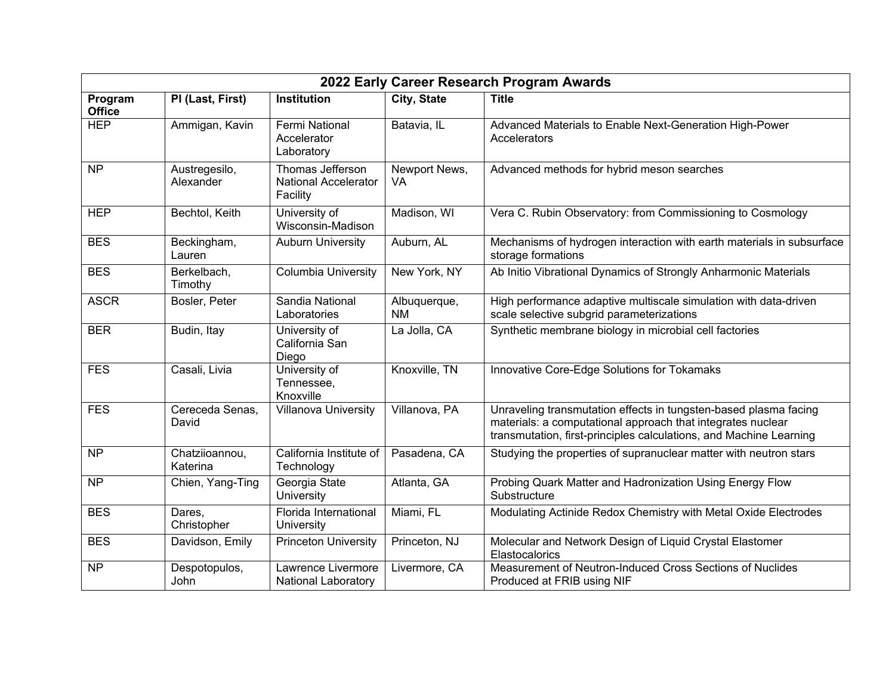| 2022 Early Career Research Program Awards | | | | |
|---|---|---|---|---|
| **Program Office** | **PI (Last, First)** | **Institution** | **City, State** | **Title** |
| HEP | Ammigan, Kavin | Fermi National Accelerator Laboratory | Batavia, IL | Advanced Materials to Enable Next-Generation High-Power Accelerators |
| NP | Austregesilo, Alexander | Thomas Jefferson National Accelerator Facility | Newport News, VA | Advanced methods for hybrid meson searches |
| HEP | Bechtol, Keith | University of Wisconsin-Madison | Madison, WI | Vera C. Rubin Observatory: from Commissioning to Cosmology |
| BES | Beckingham, Lauren | Auburn University | Auburn, AL | Mechanisms of hydrogen interaction with earth materials in subsurface storage formations |
| BES | Berkelbach, Timothy | Columbia University | New York, NY | Ab Initio Vibrational Dynamics of Strongly Anharmonic Materials |
| ASCR | Bosler, Peter | Sandia National Laboratories | Albuquerque, NM | High performance adaptive multiscale simulation with data-driven scale selective subgrid parameterizations |
| BER | Budin, Itay | University of California San Diego | La Jolla, CA | Synthetic membrane biology in microbial cell factories |
| FES | Casali, Livia | University of Tennessee, Knoxville | Knoxville, TN | Innovative Core-Edge Solutions for Tokamaks |
| FES | Cereceda Senas, David | Villanova University | Villanova, PA | Unraveling transmutation effects in tungsten-based plasma facing materials: a computational approach that integrates nuclear transmutation, first-principles calculations, and Machine Learning |
| NP | Chatziioannou, Katerina | California Institute of Technology | Pasadena, CA | Studying the properties of supranuclear matter with neutron stars |
| NP | Chien, Yang-Ting | Georgia State University | Atlanta, GA | Probing Quark Matter and Hadronization Using Energy Flow Substructure |
| BES | Dares, Christopher | Florida International University | Miami, FL | Modulating Actinide Redox Chemistry with Metal Oxide Electrodes |
| BES | Davidson, Emily | Princeton University | Princeton, NJ | Molecular and Network Design of Liquid Crystal Elastomer Elastocalorics |
| NP | Despotopulos, John | Lawrence Livermore National Laboratory | Livermore, CA | Measurement of Neutron-Induced Cross Sections of Nuclides Produced at FRIB using NIF |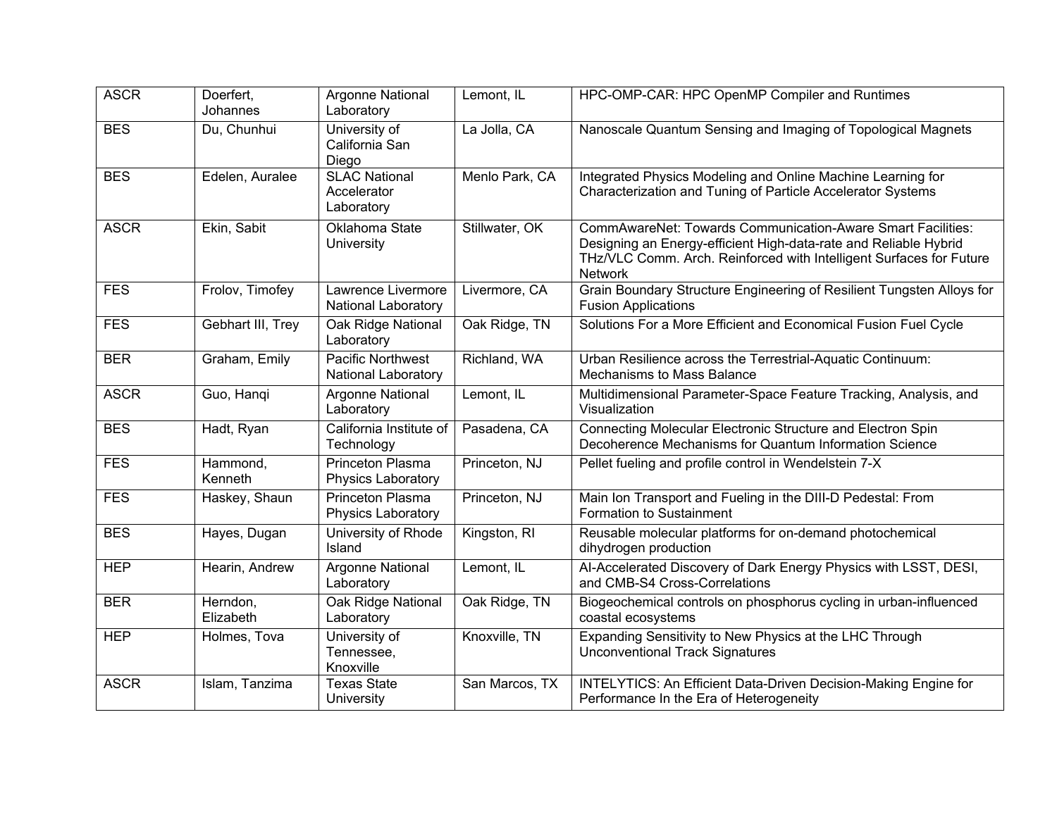| | | | | |
|---|---|---|---|---|
| ASCR | Doerfert, Johannes | Argonne National Laboratory | Lemont, IL | HPC-OMP-CAR: HPC OpenMP Compiler and Runtimes |
| BES | Du, Chunhui | University of California San Diego | La Jolla, CA | Nanoscale Quantum Sensing and Imaging of Topological Magnets |
| BES | Edelen, Auralee | SLAC National Accelerator Laboratory | Menlo Park, CA | Integrated Physics Modeling and Online Machine Learning for Characterization and Tuning of Particle Accelerator Systems |
| ASCR | Ekin, Sabit | Oklahoma State University | Stillwater, OK | CommAwareNet: Towards Communication-Aware Smart Facilities: Designing an Energy-efficient High-data-rate and Reliable Hybrid THz/VLC Comm. Arch. Reinforced with Intelligent Surfaces for Future Network |
| FES | Frolov, Timofey | Lawrence Livermore National Laboratory | Livermore, CA | Grain Boundary Structure Engineering of Resilient Tungsten Alloys for Fusion Applications |
| FES | Gebhart III, Trey | Oak Ridge National Laboratory | Oak Ridge, TN | Solutions For a More Efficient and Economical Fusion Fuel Cycle |
| BER | Graham, Emily | Pacific Northwest National Laboratory | Richland, WA | Urban Resilience across the Terrestrial-Aquatic Continuum: Mechanisms to Mass Balance |
| ASCR | Guo, Hanqi | Argonne National Laboratory | Lemont, IL | Multidimensional Parameter-Space Feature Tracking, Analysis, and Visualization |
| BES | Hadt, Ryan | California Institute of Technology | Pasadena, CA | Connecting Molecular Electronic Structure and Electron Spin Decoherence Mechanisms for Quantum Information Science |
| FES | Hammond, Kenneth | Princeton Plasma Physics Laboratory | Princeton, NJ | Pellet fueling and profile control in Wendelstein 7-X |
| FES | Haskey, Shaun | Princeton Plasma Physics Laboratory | Princeton, NJ | Main Ion Transport and Fueling in the DIII-D Pedestal: From Formation to Sustainment |
| BES | Hayes, Dugan | University of Rhode Island | Kingston, RI | Reusable molecular platforms for on-demand photochemical dihydrogen production |
| HEP | Hearin, Andrew | Argonne National Laboratory | Lemont, IL | AI-Accelerated Discovery of Dark Energy Physics with LSST, DESI, and CMB-S4 Cross-Correlations |
| BER | Herndon, Elizabeth | Oak Ridge National Laboratory | Oak Ridge, TN | Biogeochemical controls on phosphorus cycling in urban-influenced coastal ecosystems |
| HEP | Holmes, Tova | University of Tennessee, Knoxville | Knoxville, TN | Expanding Sensitivity to New Physics at the LHC Through Unconventional Track Signatures |
| ASCR | Islam, Tanzima | Texas State University | San Marcos, TX | INTELYTICS: An Efficient Data-Driven Decision-Making Engine for Performance In the Era of Heterogeneity |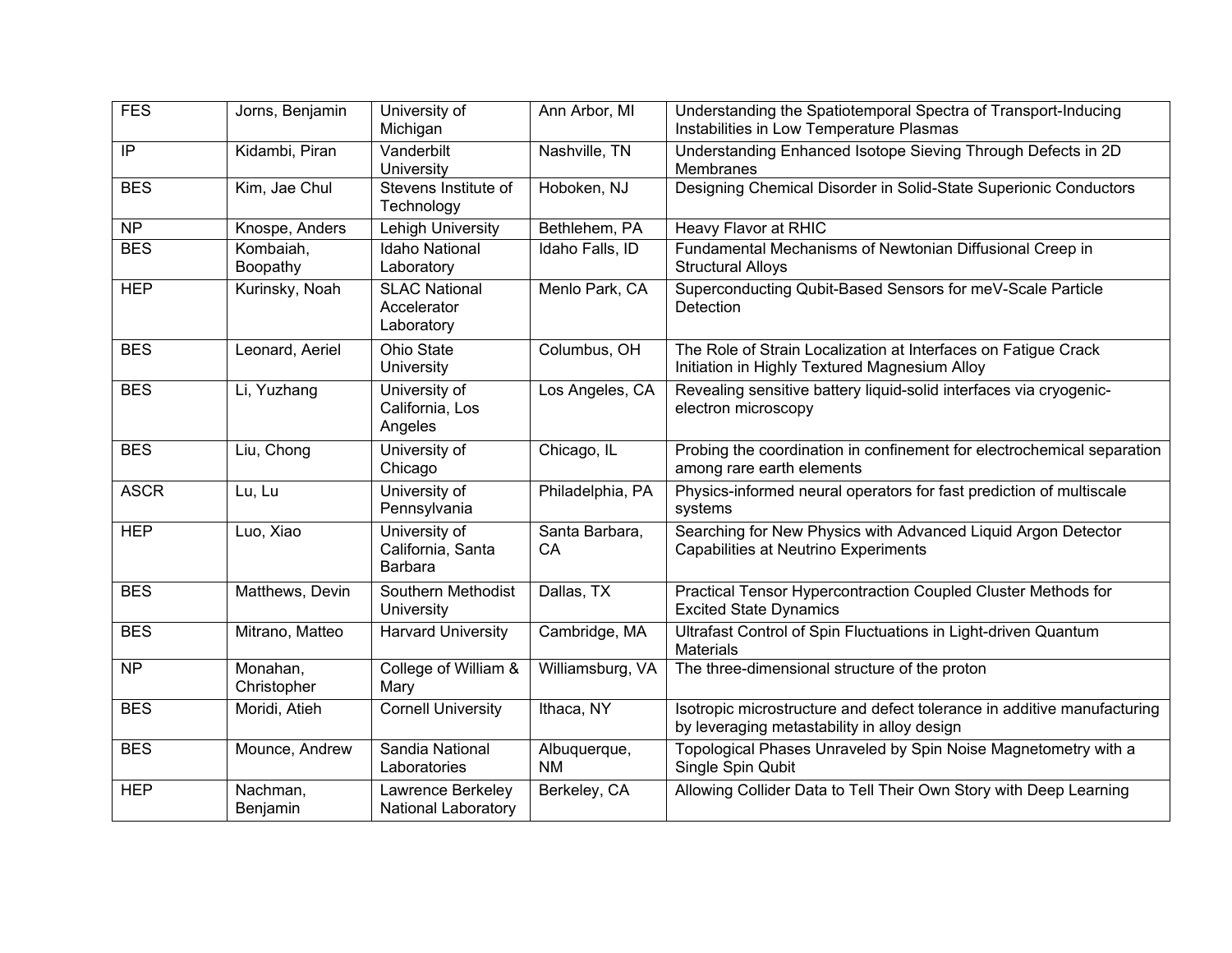| FES | Jorns, Benjamin | University of Michigan | Ann Arbor, MI | Understanding the Spatiotemporal Spectra of Transport-Inducing Instabilities in Low Temperature Plasmas |
|---|---|---|---|---|
| IP | Kidambi, Piran | Vanderbilt University | Nashville, TN | Understanding Enhanced Isotope Sieving Through Defects in 2D Membranes |
| BES | Kim, Jae Chul | Stevens Institute of Technology | Hoboken, NJ | Designing Chemical Disorder in Solid-State Superionic Conductors |
| NP | Knospe, Anders | Lehigh University | Bethlehem, PA | Heavy Flavor at RHIC |
| BES | Kombaiah, Boopathy | Idaho National Laboratory | Idaho Falls, ID | Fundamental Mechanisms of Newtonian Diffusional Creep in Structural Alloys |
| HEP | Kurinsky, Noah | SLAC National Accelerator Laboratory | Menlo Park, CA | Superconducting Qubit-Based Sensors for meV-Scale Particle Detection |
| BES | Leonard, Aeriel | Ohio State University | Columbus, OH | The Role of Strain Localization at Interfaces on Fatigue Crack Initiation in Highly Textured Magnesium Alloy |
| BES | Li, Yuzhang | University of California, Los Angeles | Los Angeles, CA | Revealing sensitive battery liquid-solid interfaces via cryogenic-electron microscopy |
| BES | Liu, Chong | University of Chicago | Chicago, IL | Probing the coordination in confinement for electrochemical separation among rare earth elements |
| ASCR | Lu, Lu | University of Pennsylvania | Philadelphia, PA | Physics-informed neural operators for fast prediction of multiscale systems |
| HEP | Luo, Xiao | University of California, Santa Barbara | Santa Barbara, CA | Searching for New Physics with Advanced Liquid Argon Detector Capabilities at Neutrino Experiments |
| BES | Matthews, Devin | Southern Methodist University | Dallas, TX | Practical Tensor Hypercontraction Coupled Cluster Methods for Excited State Dynamics |
| BES | Mitrano, Matteo | Harvard University | Cambridge, MA | Ultrafast Control of Spin Fluctuations in Light-driven Quantum Materials |
| NP | Monahan, Christopher | College of William & Mary | Williamsburg, VA | The three-dimensional structure of the proton |
| BES | Moridi, Atieh | Cornell University | Ithaca, NY | Isotropic microstructure and defect tolerance in additive manufacturing by leveraging metastability in alloy design |
| BES | Mounce, Andrew | Sandia National Laboratories | Albuquerque, NM | Topological Phases Unraveled by Spin Noise Magnetometry with a Single Spin Qubit |
| HEP | Nachman, Benjamin | Lawrence Berkeley National Laboratory | Berkeley, CA | Allowing Collider Data to Tell Their Own Story with Deep Learning |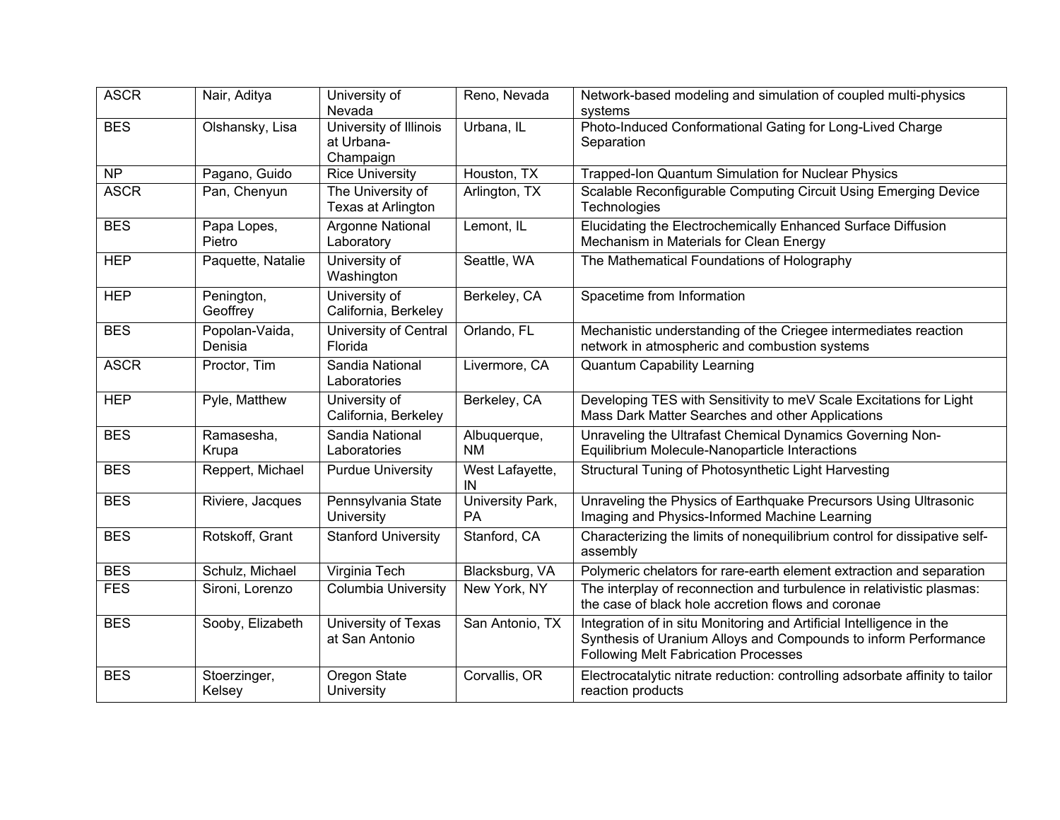| ASCR | Nair, Aditya | University of Nevada | Reno, Nevada | Network-based modeling and simulation of coupled multi-physics systems |
|---|---|---|---|---|
| BES | Olshansky, Lisa | University of Illinois at Urbana-Champaign | Urbana, IL | Photo-Induced Conformational Gating for Long-Lived Charge Separation |
| NP | Pagano, Guido | Rice University | Houston, TX | Trapped-Ion Quantum Simulation for Nuclear Physics |
| ASCR | Pan, Chenyun | The University of Texas at Arlington | Arlington, TX | Scalable Reconfigurable Computing Circuit Using Emerging Device Technologies |
| BES | Papa Lopes, Pietro | Argonne National Laboratory | Lemont, IL | Elucidating the Electrochemically Enhanced Surface Diffusion Mechanism in Materials for Clean Energy |
| HEP | Paquette, Natalie | University of Washington | Seattle, WA | The Mathematical Foundations of Holography |
| HEP | Penington, Geoffrey | University of California, Berkeley | Berkeley, CA | Spacetime from Information |
| BES | Popolan-Vaida, Denisia | University of Central Florida | Orlando, FL | Mechanistic understanding of the Criegee intermediates reaction network in atmospheric and combustion systems |
| ASCR | Proctor, Tim | Sandia National Laboratories | Livermore, CA | Quantum Capability Learning |
| HEP | Pyle, Matthew | University of California, Berkeley | Berkeley, CA | Developing TES with Sensitivity to meV Scale Excitations for Light Mass Dark Matter Searches and other Applications |
| BES | Ramasesha, Krupa | Sandia National Laboratories | Albuquerque, NM | Unraveling the Ultrafast Chemical Dynamics Governing Non-Equilibrium Molecule-Nanoparticle Interactions |
| BES | Reppert, Michael | Purdue University | West Lafayette, IN | Structural Tuning of Photosynthetic Light Harvesting |
| BES | Riviere, Jacques | Pennsylvania State University | University Park, PA | Unraveling the Physics of Earthquake Precursors Using Ultrasonic Imaging and Physics-Informed Machine Learning |
| BES | Rotskoff, Grant | Stanford University | Stanford, CA | Characterizing the limits of nonequilibrium control for dissipative self-assembly |
| BES | Schulz, Michael | Virginia Tech | Blacksburg, VA | Polymeric chelators for rare-earth element extraction and separation |
| FES | Sironi, Lorenzo | Columbia University | New York, NY | The interplay of reconnection and turbulence in relativistic plasmas: the case of black hole accretion flows and coronae |
| BES | Sooby, Elizabeth | University of Texas at San Antonio | San Antonio, TX | Integration of in situ Monitoring and Artificial Intelligence in the Synthesis of Uranium Alloys and Compounds to inform Performance Following Melt Fabrication Processes |
| BES | Stoerzinger, Kelsey | Oregon State University | Corvallis, OR | Electrocatalytic nitrate reduction: controlling adsorbate affinity to tailor reaction products |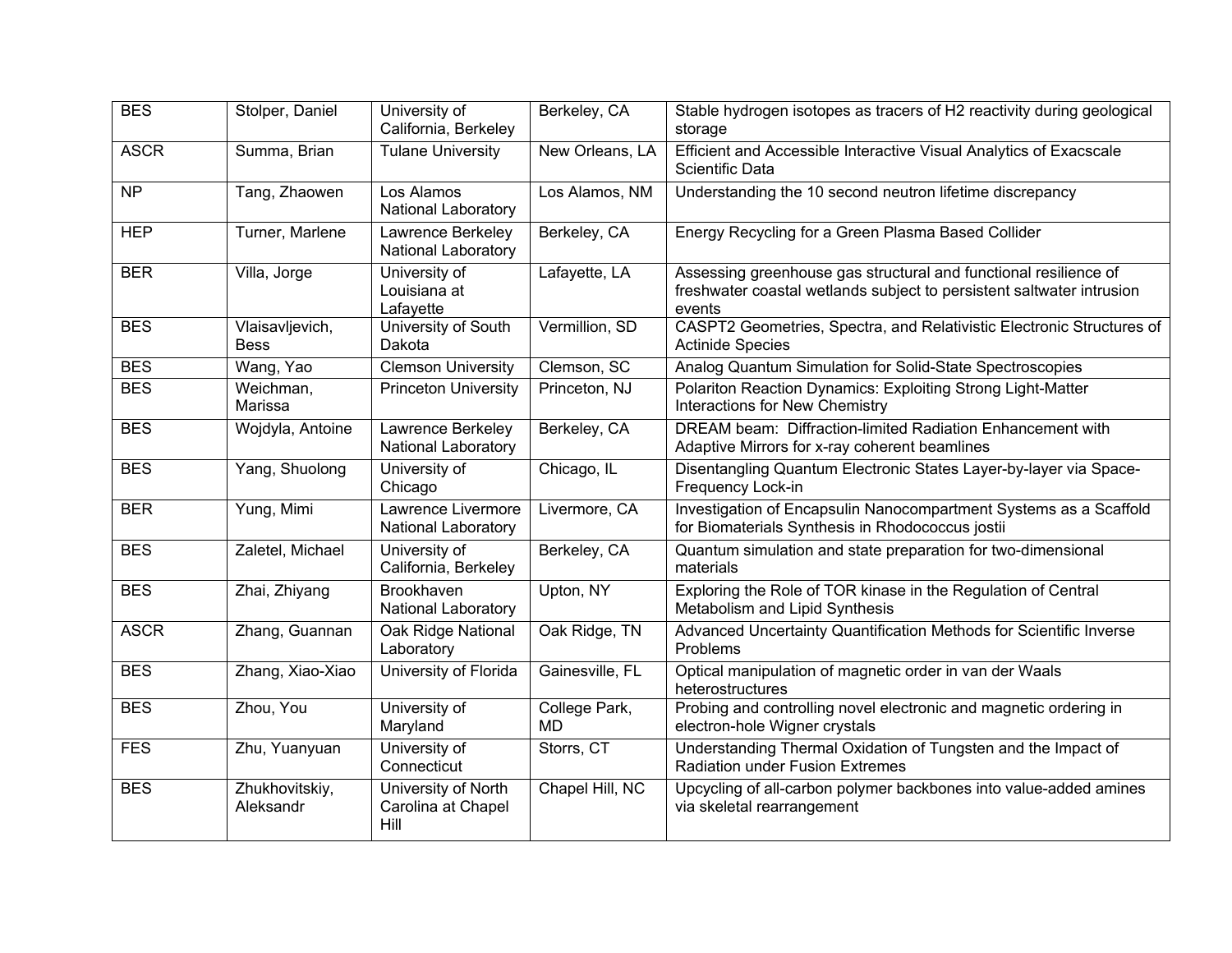| | | | | |
|---|---|---|---|---|
| BES | Stolper, Daniel | University of California, Berkeley | Berkeley, CA | Stable hydrogen isotopes as tracers of H2 reactivity during geological storage |
| ASCR | Summa, Brian | Tulane University | New Orleans, LA | Efficient and Accessible Interactive Visual Analytics of Exacscale Scientific Data |
| NP | Tang, Zhaowen | Los Alamos National Laboratory | Los Alamos, NM | Understanding the 10 second neutron lifetime discrepancy |
| HEP | Turner, Marlene | Lawrence Berkeley National Laboratory | Berkeley, CA | Energy Recycling for a Green Plasma Based Collider |
| BER | Villa, Jorge | University of Louisiana at Lafayette | Lafayette, LA | Assessing greenhouse gas structural and functional resilience of freshwater coastal wetlands subject to persistent saltwater intrusion events |
| BES | Vlaisavljevich, Bess | University of South Dakota | Vermillion, SD | CASPT2 Geometries, Spectra, and Relativistic Electronic Structures of Actinide Species |
| BES | Wang, Yao | Clemson University | Clemson, SC | Analog Quantum Simulation for Solid-State Spectroscopies |
| BES | Weichman, Marissa | Princeton University | Princeton, NJ | Polariton Reaction Dynamics: Exploiting Strong Light-Matter Interactions for New Chemistry |
| BES | Wojdyla, Antoine | Lawrence Berkeley National Laboratory | Berkeley, CA | DREAM beam: Diffraction-limited Radiation Enhancement with Adaptive Mirrors for x-ray coherent beamlines |
| BES | Yang, Shuolong | University of Chicago | Chicago, IL | Disentangling Quantum Electronic States Layer-by-layer via Space-Frequency Lock-in |
| BER | Yung, Mimi | Lawrence Livermore National Laboratory | Livermore, CA | Investigation of Encapsulin Nanocompartment Systems as a Scaffold for Biomaterials Synthesis in Rhodococcus jostii |
| BES | Zaletel, Michael | University of California, Berkeley | Berkeley, CA | Quantum simulation and state preparation for two-dimensional materials |
| BES | Zhai, Zhiyang | Brookhaven National Laboratory | Upton, NY | Exploring the Role of TOR kinase in the Regulation of Central Metabolism and Lipid Synthesis |
| ASCR | Zhang, Guannan | Oak Ridge National Laboratory | Oak Ridge, TN | Advanced Uncertainty Quantification Methods for Scientific Inverse Problems |
| BES | Zhang, Xiao-Xiao | University of Florida | Gainesville, FL | Optical manipulation of magnetic order in van der Waals heterostructures |
| BES | Zhou, You | University of Maryland | College Park, MD | Probing and controlling novel electronic and magnetic ordering in electron-hole Wigner crystals |
| FES | Zhu, Yuanyuan | University of Connecticut | Storrs, CT | Understanding Thermal Oxidation of Tungsten and the Impact of Radiation under Fusion Extremes |
| BES | Zhukhovitskiy, Aleksandr | University of North Carolina at Chapel Hill | Chapel Hill, NC | Upcycling of all-carbon polymer backbones into value-added amines via skeletal rearrangement |